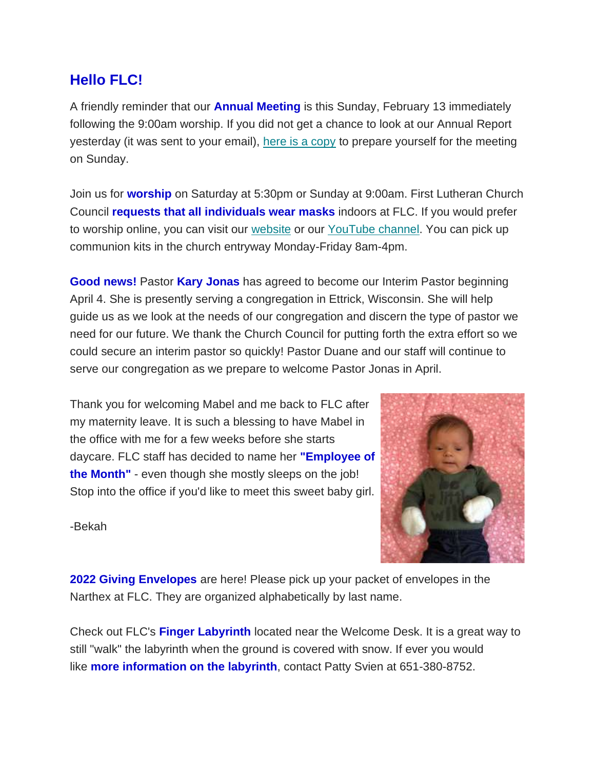## Hello FLC!

A friendly reminder that our **Annual Meeting** is this Sunday, February 13 immediately following the 9:00am worship. If you did not get a chance to look at our Annual Report yesterday (it was sent to your email), here is a copy to prepare yourself for the meeting on Sunday.

Join us for **worship** on Saturday at 5:30pm or Sunday at 9:00am. First Lutheran Church Council **requests that all individuals wear masks** indoors at FLC. If you would prefer to worship online, you can visit our website or our YouTube channel. You can pick up communion kits in the church entryway Monday-Friday 8am-4pm.

**Good news!** Pastor **Kary Jonas** has agreed to become our Interim Pastor beginning April 4. She is presently serving a congregation in Ettrick, Wisconsin. She will help guide us as we look at the needs of our congregation and discern the type of pastor we need for our future. We thank the Church Council for putting forth the extra effort so we could secure an interim pastor so quickly! Pastor Duane and our staff will continue to serve our congregation as we prepare to welcome Pastor Jonas in April.

Thank you for welcoming Mabel and me back to FLC after my maternity leave. It is such a blessing to have Mabel in the office with me for a few weeks before she starts daycare. FLC staff has decided to name her **"Employee of the Month"** - even though she mostly sleeps on the job! Stop into the office if you'd like to meet this sweet baby girl.

-Bekah

**2022 Giving Envelopes** are here! Please pick up your packet of envelopes in the Narthex at FLC. They are organized alphabetically by last name.

Check out FLC's **Finger Labyrinth** located near the Welcome Desk. It is a great way to still "walk" the labyrinth when the ground is covered with snow. If ever you would like **more information on the labyrinth**, contact Patty Svien at 651-380-8752.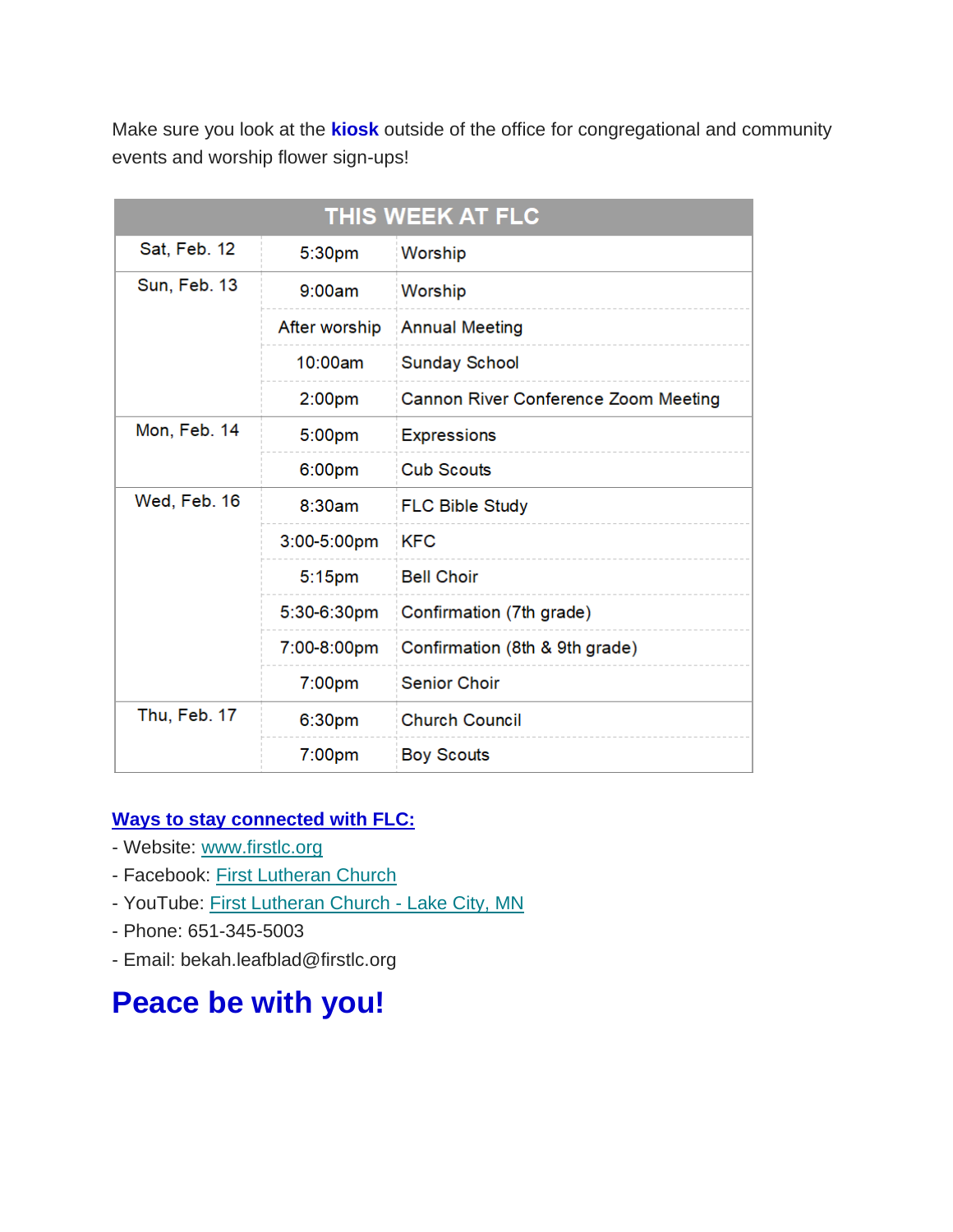Make sure you look at the **kiosk** outside of the office for congregational and community events and worship flower sign-ups!

| THIS WEEK AT FLC | | |
|---|---|---|
| Sat, Feb. 12 | 5:30pm | Worship |
| Sun, Feb. 13 | 9:00am | Worship |
| | After worship | Annual Meeting |
| | 10:00am | Sunday School |
| | 2:00pm | Cannon River Conference Zoom Meeting |
| Mon, Feb. 14 | 5:00pm | Expressions |
| | 6:00pm | Cub Scouts |
| Wed, Feb. 16 | 8:30am | FLC Bible Study |
| | 3:00-5:00pm | KFC |
| | 5:15pm | Bell Choir |
| | 5:30-6:30pm | Confirmation (7th grade) |
| | 7:00-8:00pm | Confirmation (8th & 9th grade) |
| | 7:00pm | Senior Choir |
| Thu, Feb. 17 | 6:30pm | Church Council |
| | 7:00pm | Boy Scouts |

**Ways to stay connected with FLC:**

- Website: www.firstlc.org
- Facebook: First Lutheran Church
- YouTube: First Lutheran Church - Lake City, MN
- Phone: 651-345-5003
- Email: bekah.leafblad@firstlc.org

# Peace be with you!